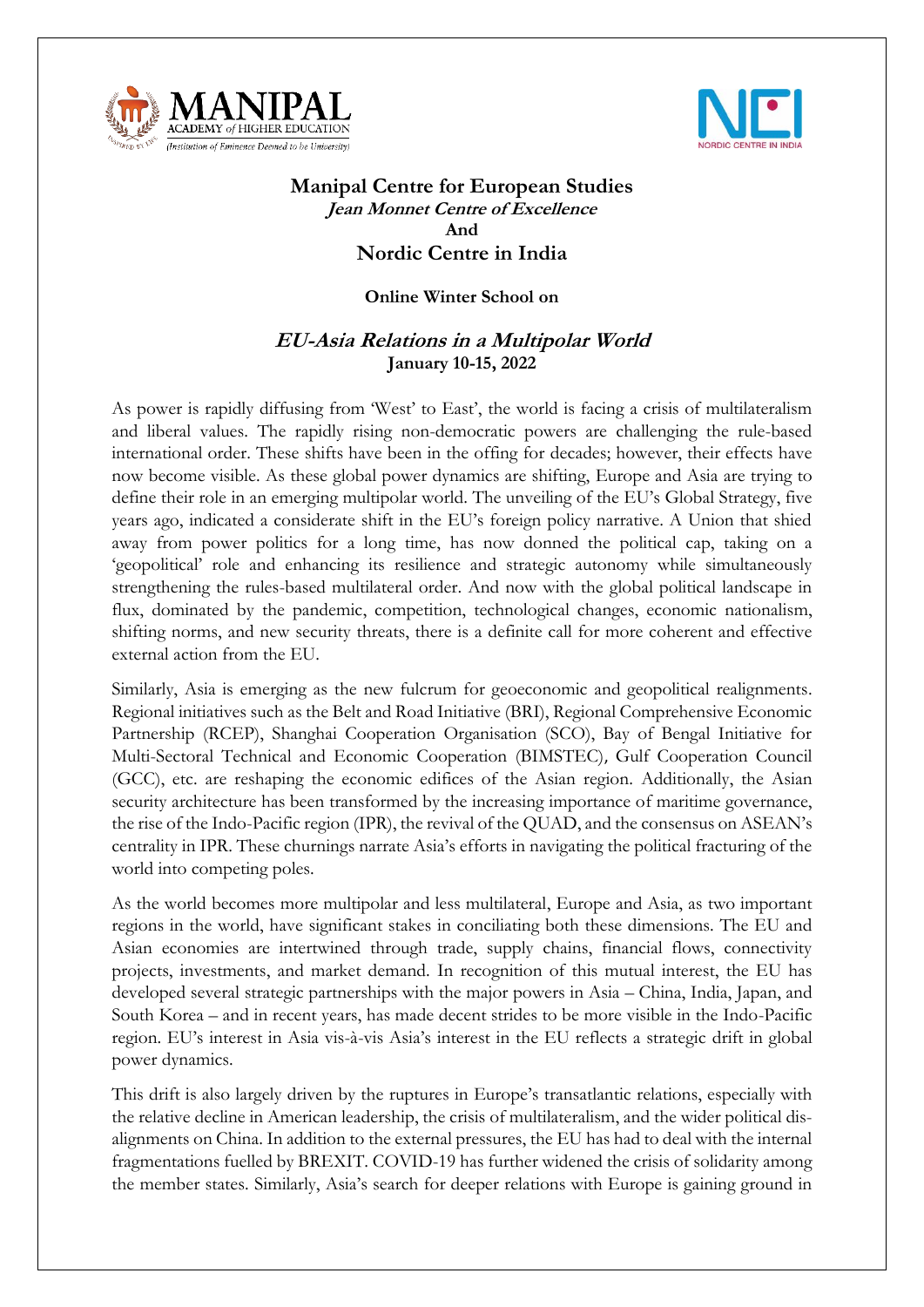**Manipal Centre for European Studies**
***Jean Monnet Centre of Excellence***
**And**
**Nordic Centre in India**

**Online Winter School on**

# ***EU-Asia Relations in a Multipolar World***

**January 10-15, 2022**

As power is rapidly diffusing from 'West' to East', the world is facing a crisis of multilateralism and liberal values. The rapidly rising non-democratic powers are challenging the rule-based international order. These shifts have been in the offing for decades; however, their effects have now become visible. As these global power dynamics are shifting, Europe and Asia are trying to define their role in an emerging multipolar world. The unveiling of the EU's Global Strategy, five years ago, indicated a considerate shift in the EU's foreign policy narrative. A Union that shied away from power politics for a long time, has now donned the political cap, taking on a 'geopolitical' role and enhancing its resilience and strategic autonomy while simultaneously strengthening the rules-based multilateral order. And now with the global political landscape in flux, dominated by the pandemic, competition, technological changes, economic nationalism, shifting norms, and new security threats, there is a definite call for more coherent and effective external action from the EU.

Similarly, Asia is emerging as the new fulcrum for geoeconomic and geopolitical realignments. Regional initiatives such as the Belt and Road Initiative (BRI), Regional Comprehensive Economic Partnership (RCEP), Shanghai Cooperation Organisation (SCO), Bay of Bengal Initiative for Multi-Sectoral Technical and Economic Cooperation (BIMSTEC), Gulf Cooperation Council (GCC), etc. are reshaping the economic edifices of the Asian region. Additionally, the Asian security architecture has been transformed by the increasing importance of maritime governance, the rise of the Indo-Pacific region (IPR), the revival of the QUAD, and the consensus on ASEAN's centrality in IPR. These churnings narrate Asia's efforts in navigating the political fracturing of the world into competing poles.

As the world becomes more multipolar and less multilateral, Europe and Asia, as two important regions in the world, have significant stakes in conciliating both these dimensions. The EU and Asian economies are intertwined through trade, supply chains, financial flows, connectivity projects, investments, and market demand. In recognition of this mutual interest, the EU has developed several strategic partnerships with the major powers in Asia – China, India, Japan, and South Korea – and in recent years, has made decent strides to be more visible in the Indo-Pacific region. EU's interest in Asia vis-à-vis Asia's interest in the EU reflects a strategic drift in global power dynamics.

This drift is also largely driven by the ruptures in Europe's transatlantic relations, especially with the relative decline in American leadership, the crisis of multilateralism, and the wider political dis-alignments on China. In addition to the external pressures, the EU has had to deal with the internal fragmentations fuelled by BREXIT. COVID-19 has further widened the crisis of solidarity among the member states. Similarly, Asia's search for deeper relations with Europe is gaining ground in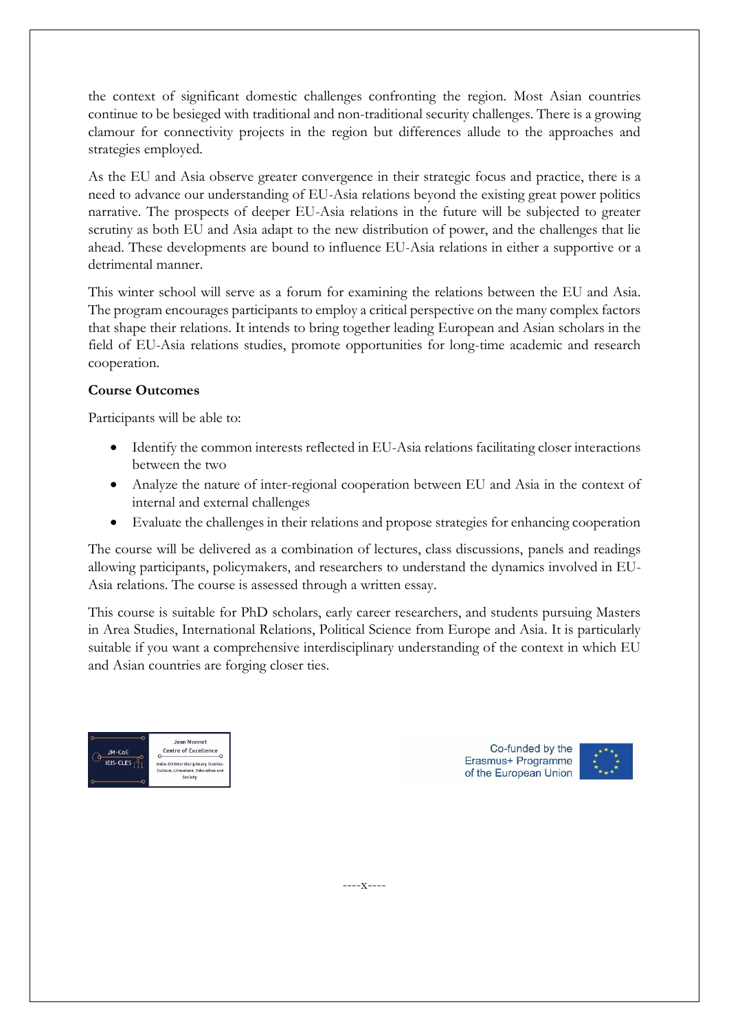the context of significant domestic challenges confronting the region. Most Asian countries continue to be besieged with traditional and non-traditional security challenges. There is a growing clamour for connectivity projects in the region but differences allude to the approaches and strategies employed.

As the EU and Asia observe greater convergence in their strategic focus and practice, there is a need to advance our understanding of EU-Asia relations beyond the existing great power politics narrative. The prospects of deeper EU-Asia relations in the future will be subjected to greater scrutiny as both EU and Asia adapt to the new distribution of power, and the challenges that lie ahead. These developments are bound to influence EU-Asia relations in either a supportive or a detrimental manner.

This winter school will serve as a forum for examining the relations between the EU and Asia. The program encourages participants to employ a critical perspective on the many complex factors that shape their relations. It intends to bring together leading European and Asian scholars in the field of EU-Asia relations studies, promote opportunities for long-time academic and research cooperation.

**Course Outcomes**

Participants will be able to:

- Identify the common interests reflected in EU-Asia relations facilitating closer interactions between the two
- Analyze the nature of inter-regional cooperation between EU and Asia in the context of internal and external challenges
- Evaluate the challenges in their relations and propose strategies for enhancing cooperation

The course will be delivered as a combination of lectures, class discussions, panels and readings allowing participants, policymakers, and researchers to understand the dynamics involved in EU-Asia relations. The course is assessed through a written essay.

This course is suitable for PhD scholars, early career researchers, and students pursuing Masters in Area Studies, International Relations, Political Science from Europe and Asia. It is particularly suitable if you want a comprehensive interdisciplinary understanding of the context in which EU and Asian countries are forging closer ties.

JM-CoE IEIS-CLES Jean Monnet Centre of Excellence India-EU Interdisciplinary Studies-Culture, Literature, Education and Society

Co-funded by the Erasmus+ Programme of the European Union

----x----